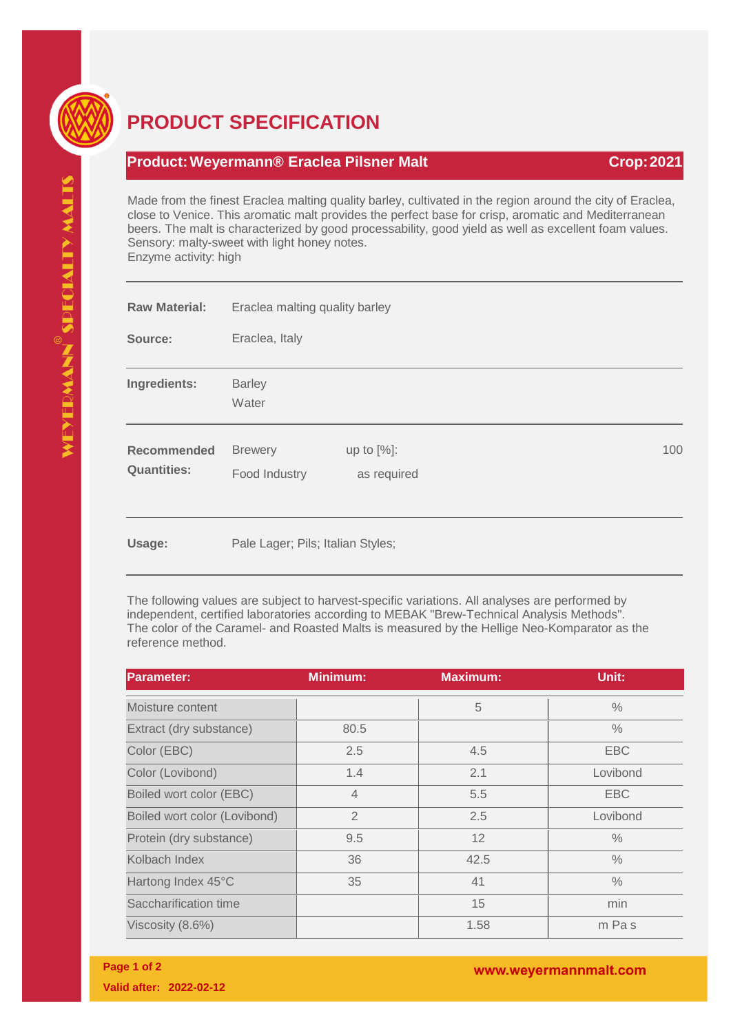# PRODUCT SPECIFICATION

**Product: Weyermann® Eraclea Pilsner Malt** **Crop: 2021**

Made from the finest Eraclea malting quality barley, cultivated in the region around the city of Eraclea, close to Venice. This aromatic malt provides the perfect base for crisp, aromatic and Mediterranean beers. The malt is characterized by good processability, good yield as well as excellent foam values.
Sensory: malty-sweet with light honey notes.
Enzyme activity: high

---

**Raw Material:** Eraclea malting quality barley

**Source:** Eraclea, Italy

---

**Ingredients:** Barley
Water

---

**Recommended Quantities:**

| | | |
|---|---|---|
| Brewery | up to [%]: | 100 |
| Food Industry | as required | |

---

**Usage:** Pale Lager; Pils; Italian Styles;

---

The following values are subject to harvest-specific variations. All analyses are performed by independent, certified laboratories according to MEBAK "Brew-Technical Analysis Methods".
The color of the Caramel- and Roasted Malts is measured by the Hellige Neo-Komparator as the reference method.

| Parameter: | Minimum: | Maximum: | Unit: |
|---|---|---|---|
| Moisture content | | 5 | % |
| Extract (dry substance) | 80.5 | | % |
| Color (EBC) | 2.5 | 4.5 | EBC |
| Color (Lovibond) | 1.4 | 2.1 | Lovibond |
| Boiled wort color (EBC) | 4 | 5.5 | EBC |
| Boiled wort color (Lovibond) | 2 | 2.5 | Lovibond |
| Protein (dry substance) | 9.5 | 12 | % |
| Kolbach Index | 36 | 42.5 | % |
| Hartong Index 45°C | 35 | 41 | % |
| Saccharification time | | 15 | min |
| Viscosity (8.6%) | | 1.58 | m Pa s |

Valid after: 2022-02-12

www.weyermannmalt.com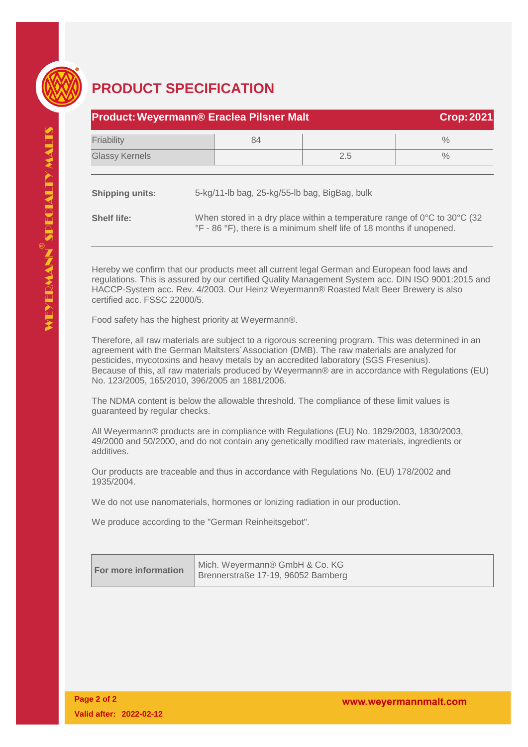# PRODUCT SPECIFICATION

| Product: Weyermann® Eraclea Pilsner Malt | | | Crop: 2021 |
|---|---|---|---|
| Friability | 84 | | % |
| Glassy Kernels | | 2.5 | % |

**Shipping units:** 5-kg/11-lb bag, 25-kg/55-lb bag, BigBag, bulk

**Shelf life:** When stored in a dry place within a temperature range of 0°C to 30°C (32 °F - 86 °F), there is a minimum shelf life of 18 months if unopened.

Hereby we confirm that our products meet all current legal German and European food laws and regulations. This is assured by our certified Quality Management System acc. DIN ISO 9001:2015 and HACCP-System acc. Rev. 4/2003. Our Heinz Weyermann® Roasted Malt Beer Brewery is also certified acc. FSSC 22000/5.

Food safety has the highest priority at Weyermann®.

Therefore, all raw materials are subject to a rigorous screening program. This was determined in an agreement with the German Maltsters´Association (DMB). The raw materials are analyzed for pesticides, mycotoxins and heavy metals by an accredited laboratory (SGS Fresenius). Because of this, all raw materials produced by Weyermann® are in accordance with Regulations (EU) No. 123/2005, 165/2010, 396/2005 an 1881/2006.

The NDMA content is below the allowable threshold. The compliance of these limit values is guaranteed by regular checks.

All Weyermann® products are in compliance with Regulations (EU) No. 1829/2003, 1830/2003, 49/2000 and 50/2000, and do not contain any genetically modified raw materials, ingredients or additives.

Our products are traceable and thus in accordance with Regulations No. (EU) 178/2002 and 1935/2004.

We do not use nanomaterials, hormones or Ionizing radiation in our production.

We produce according to the "German Reinheitsgebot".

| | |
|---|---|
| **For more information** | Mich. Weyermann® GmbH & Co. KG<br>Brennerstraße 17-19, 96052 Bamberg |

Valid after: 2022-02-12

www.weyermannmalt.com